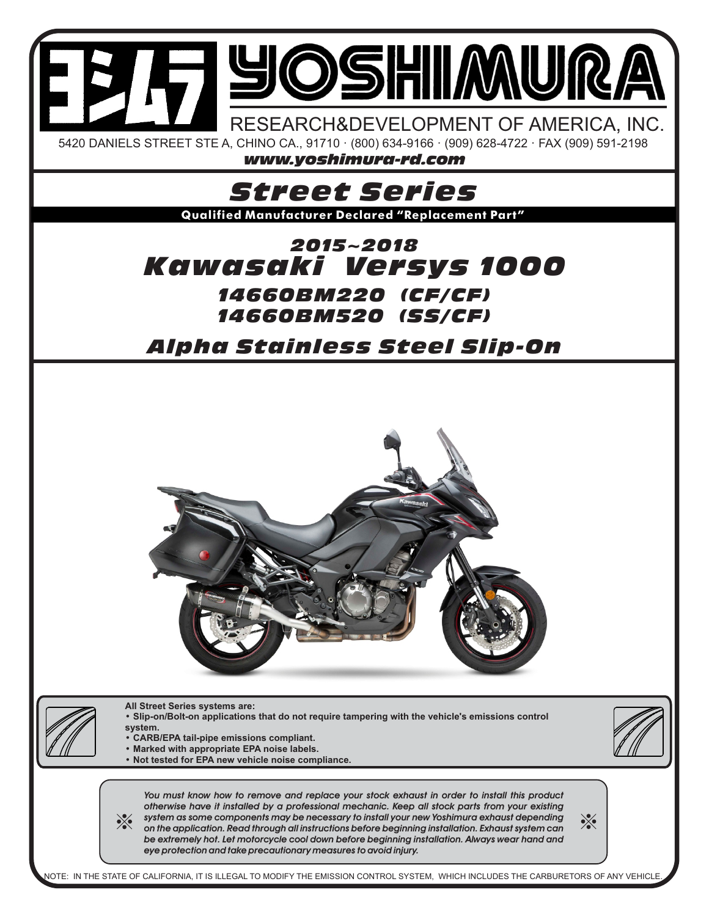# YOSHIMURA

RESEARCH&DEVELOPMENT OF AMERICA, INC.

5420 DANIELS STREET STE A, CHINO CA., 91710 · (800) 634-9166 · (909) 628-4722 · FAX (909) 591-2198

***www.yoshimura-rd.com***

## *Street Series*

**Qualified Manufacturer Declared "Replacement Part"**

### *2015~2018*
### *Kawasaki Versys 1000*

***14660BM220 (CF/CF)***
***14660BM520 (SS/CF)***

## *Alpha Stainless Steel Slip-On*

**All Street Series systems are:**

- **Slip-on/Bolt-on applications that do not require tampering with the vehicle's emissions control system.**
- **CARB/EPA tail-pipe emissions compliant.**
- **Marked with appropriate EPA noise labels.**
- **Not tested for EPA new vehicle noise compliance.**

※ *You must know how to remove and replace your stock exhaust in order to install this product otherwise have it installed by a professional mechanic. Keep all stock parts from your existing system as some components may be necessary to install your new Yoshimura exhaust depending on the application. Read through all instructions before beginning installation. Exhaust system can be extremely hot. Let motorcycle cool down before beginning installation. Always wear hand and eye protection and take precautionary measures to avoid injury.* ※

NOTE: IN THE STATE OF CALIFORNIA, IT IS ILLEGAL TO MODIFY THE EMISSION CONTROL SYSTEM, WHICH INCLUDES THE CARBURETORS OF ANY VEHICLE.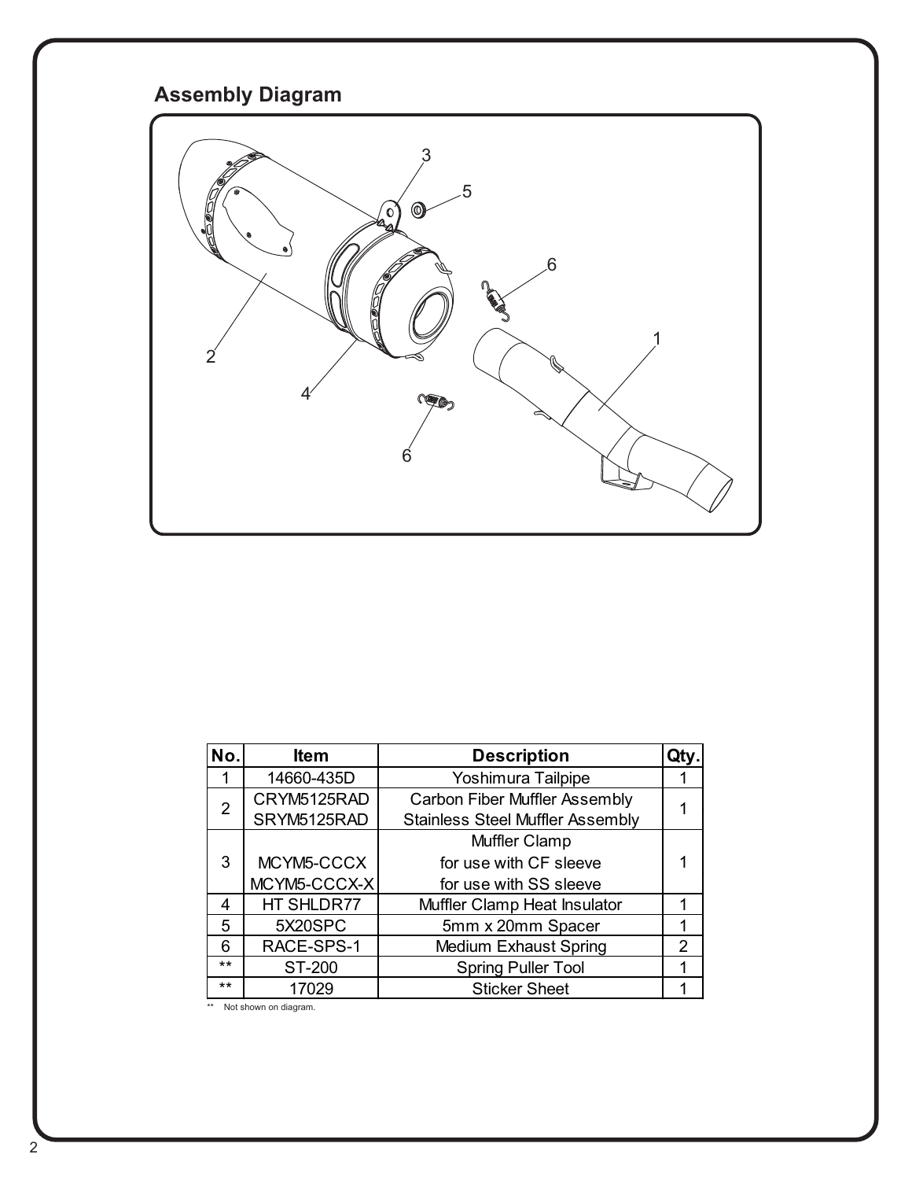## Assembly Diagram

| No. | Item | Description | Qty. |
|---|---|---|---|
| 1 | 14660-435D | Yoshimura Tailpipe | 1 |
| 2 | CRYM5125RAD<br>SRYM5125RAD | Carbon Fiber Muffler Assembly<br>Stainless Steel Muffler Assembly | 1 |
| 3 | MCYM5-CCCX<br>MCYM5-CCCX-X | Muffler Clamp<br>for use with CF sleeve<br>for use with SS sleeve | 1 |
| 4 | HT SHLDR77 | Muffler Clamp Heat Insulator | 1 |
| 5 | 5X20SPC | 5mm x 20mm Spacer | 1 |
| 6 | RACE-SPS-1 | Medium Exhaust Spring | 2 |
| ** | ST-200 | Spring Puller Tool | 1 |
| ** | 17029 | Sticker Sheet | 1 |

** Not shown on diagram.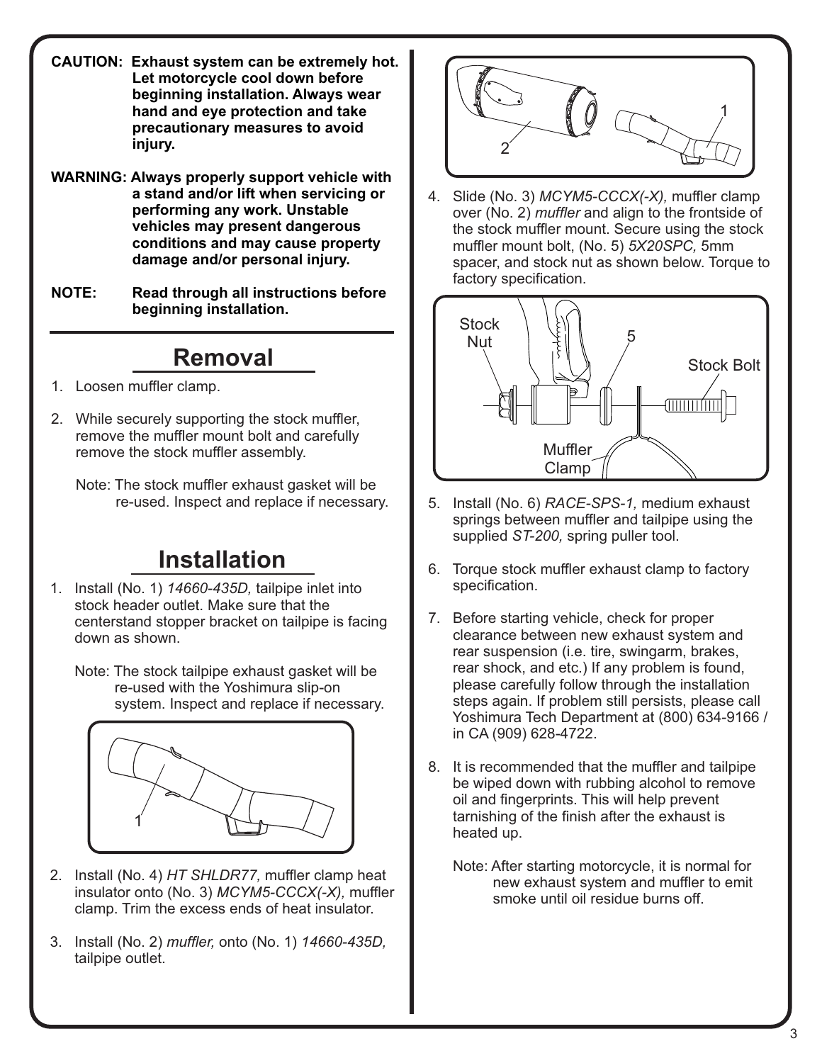**CAUTION: Exhaust system can be extremely hot. Let motorcycle cool down before beginning installation. Always wear hand and eye protection and take precautionary measures to avoid injury.**

**WARNING: Always properly support vehicle with a stand and/or lift when servicing or performing any work. Unstable vehicles may present dangerous conditions and may cause property damage and/or personal injury.**

**NOTE: Read through all instructions before beginning installation.**

## Removal

1. Loosen muffler clamp.
2. While securely supporting the stock muffler, remove the muffler mount bolt and carefully remove the stock muffler assembly.

   Note: The stock muffler exhaust gasket will be re-used. Inspect and replace if necessary.

## Installation

1. Install (No. 1) *14660-435D,* tailpipe inlet into stock header outlet. Make sure that the centerstand stopper bracket on tailpipe is facing down as shown.

   Note: The stock tailpipe exhaust gasket will be re-used with the Yoshimura slip-on system. Inspect and replace if necessary.

2. Install (No. 4) *HT SHLDR77,* muffler clamp heat insulator onto (No. 3) *MCYM5-CCCX(-X),* muffler clamp. Trim the excess ends of heat insulator.
3. Install (No. 2) *muffler,* onto (No. 1) *14660-435D,* tailpipe outlet.
4. Slide (No. 3) *MCYM5-CCCX(-X),* muffler clamp over (No. 2) *muffler* and align to the frontside of the stock muffler mount. Secure using the stock muffler mount bolt, (No. 5) *5X20SPC,* 5mm spacer, and stock nut as shown below. Torque to factory specification.
5. Install (No. 6) *RACE-SPS-1,* medium exhaust springs between muffler and tailpipe using the supplied *ST-200,* spring puller tool.
6. Torque stock muffler exhaust clamp to factory specification.
7. Before starting vehicle, check for proper clearance between new exhaust system and rear suspension (i.e. tire, swingarm, brakes, rear shock, and etc.) If any problem is found, please carefully follow through the installation steps again. If problem still persists, please call Yoshimura Tech Department at (800) 634-9166 / in CA (909) 628-4722.
8. It is recommended that the muffler and tailpipe be wiped down with rubbing alcohol to remove oil and fingerprints. This will help prevent tarnishing of the finish after the exhaust is heated up.

   Note: After starting motorcycle, it is normal for new exhaust system and muffler to emit smoke until oil residue burns off.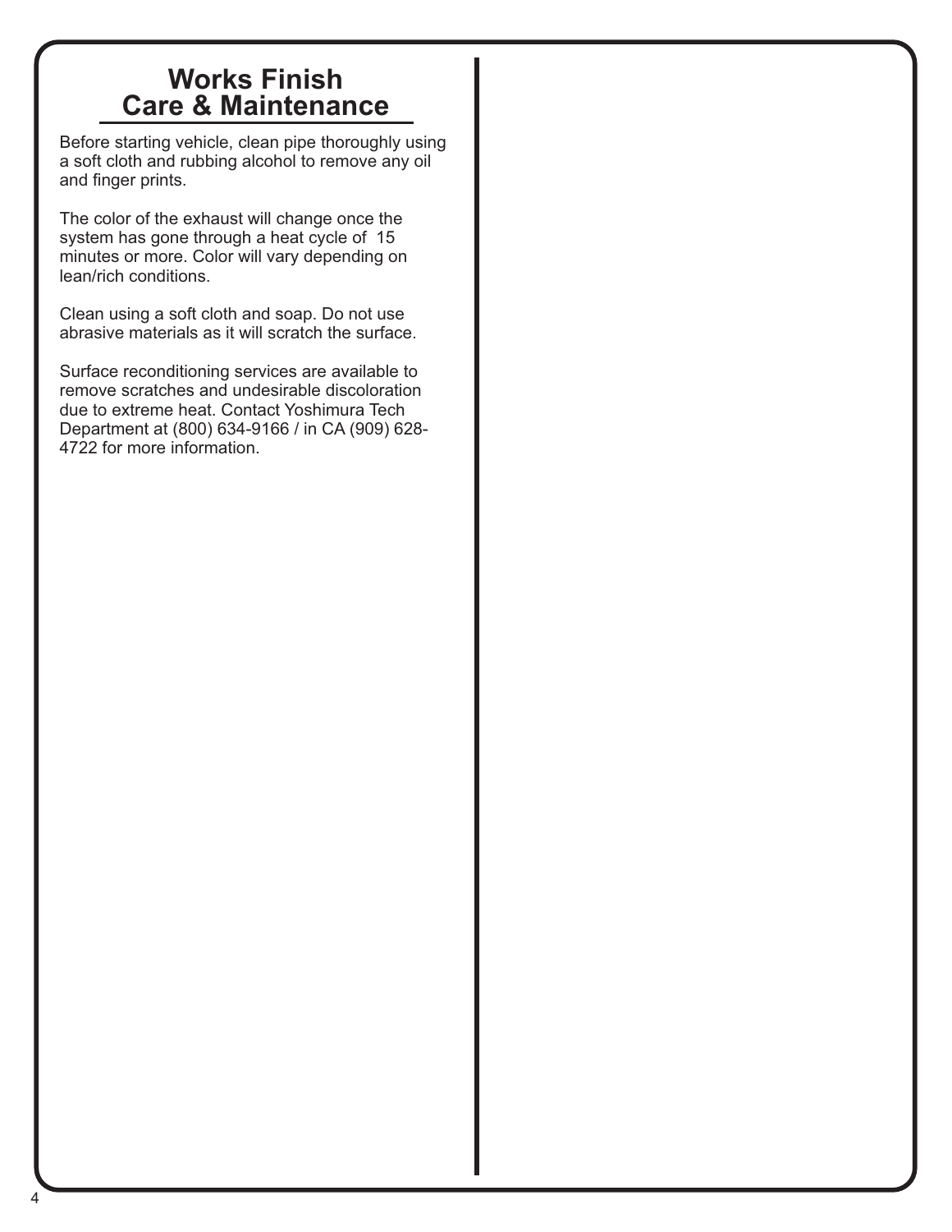# Works Finish Care & Maintenance

Before starting vehicle, clean pipe thoroughly using a soft cloth and rubbing alcohol to remove any oil and finger prints.

The color of the exhaust will change once the system has gone through a heat cycle of 15 minutes or more. Color will vary depending on lean/rich conditions.

Clean using a soft cloth and soap. Do not use abrasive materials as it will scratch the surface.

Surface reconditioning services are available to remove scratches and undesirable discoloration due to extreme heat. Contact Yoshimura Tech Department at (800) 634-9166 / in CA (909) 628-4722 for more information.